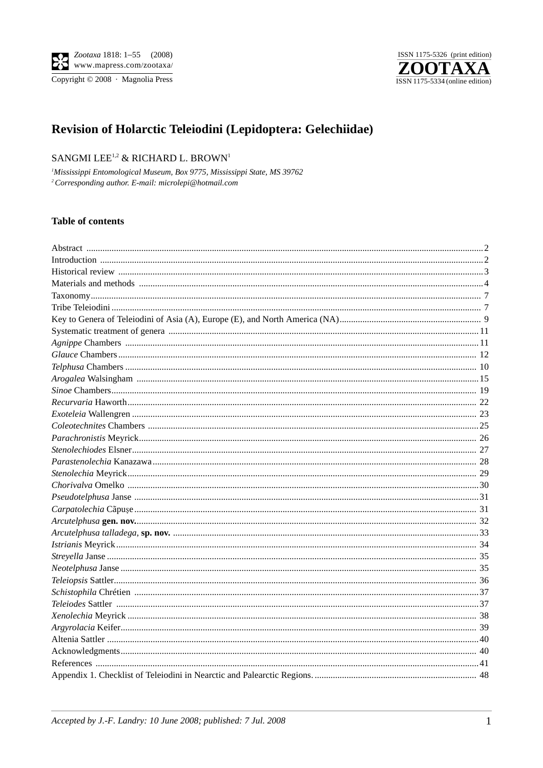# Revision of Holarctic Teleiodini (Lepidoptera: Gelechiidae)

SANGMI LEE[1,2] & RICHARD L. BROWN[1]

[1] *Mississippi Entomological Museum, Box 9775, Mississippi State, MS 39762*
[2] *Corresponding author. E-mail: microlepi@hotmail.com*

## Table of contents

Abstract ... 2
Introduction ... 2
Historical review ... 3
Materials and methods ... 4
Taxonomy ... 7
Tribe Teleiodini ... 7
Key to Genera of Teleiodini of Asia (A), Europe (E), and North America (NA) ... 9
Systematic treatment of genera ... 11
*Agnippe* Chambers ... 11
*Glauce* Chambers ... 12
*Telphusa* Chambers ... 10
*Arogalea* Walsingham ... 15
*Sinoe* Chambers ... 19
*Recurvaria* Haworth ... 22
*Exoteleia* Wallengren ... 23
*Coleotechnites* Chambers ... 25
*Parachronistis* Meyrick ... 26
*Stenolechiodes* Elsner ... 27
*Parastenolechia* Kanazawa ... 28
*Stenolechia* Meyrick ... 29
*Chorivalva* Omelko ... 30
*Pseudotelphusa* Janse ... 31
*Carpatolechia* Căpuşe ... 31
*Arcutelphusa* **gen. nov.** ... 32
*Arcutelphusa talladega*, **sp. nov.** ... 33
*Istrianis* Meyrick ... 34
*Streyella* Janse ... 35
*Neotelphusa* Janse ... 35
*Teleiopsis* Sattler ... 36
*Schistophila* Chrétien ... 37
*Teleiodes* Sattler ... 37
*Xenolechia* Meyrick ... 38
*Argyrolacia* Keifer ... 39
Altenia Sattler ... 40
Acknowledgments ... 40
References ... 41
Appendix 1. Checklist of Teleiodini in Nearctic and Palearctic Regions. ... 48

*Accepted by J.-F. Landry: 10 June 2008; published: 7 Jul. 2008*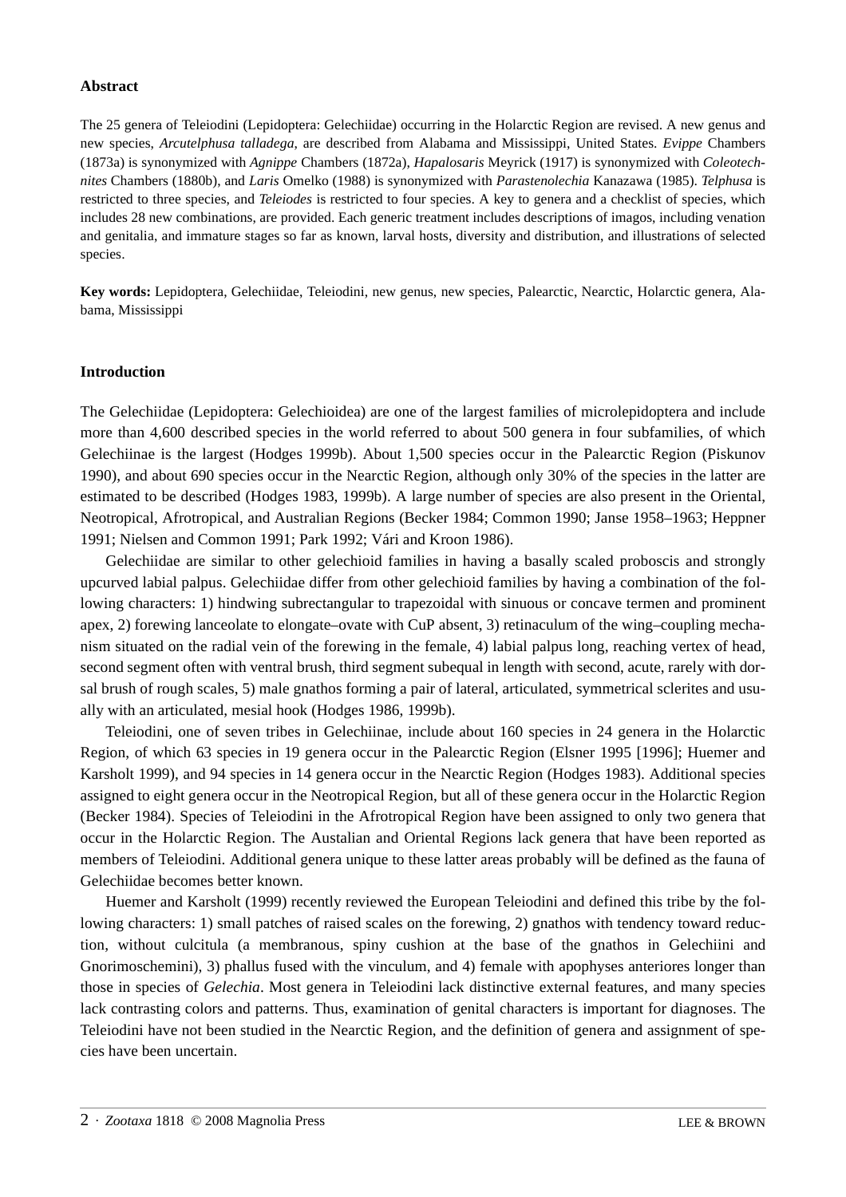**Abstract**

The 25 genera of Teleiodini (Lepidoptera: Gelechiidae) occurring in the Holarctic Region are revised. A new genus and new species, *Arcutelphusa talladega*, are described from Alabama and Mississippi, United States. *Evippe* Chambers (1873a) is synonymized with *Agnippe* Chambers (1872a), *Hapalosaris* Meyrick (1917) is synonymized with *Coleotechnites* Chambers (1880b), and *Laris* Omelko (1988) is synonymized with *Parastenolechia* Kanazawa (1985). *Telphusa* is restricted to three species, and *Teleiodes* is restricted to four species. A key to genera and a checklist of species, which includes 28 new combinations, are provided. Each generic treatment includes descriptions of imagos, including venation and genitalia, and immature stages so far as known, larval hosts, diversity and distribution, and illustrations of selected species.

**Key words:** Lepidoptera, Gelechiidae, Teleiodini, new genus, new species, Palearctic, Nearctic, Holarctic genera, Alabama, Mississippi

## Introduction

The Gelechiidae (Lepidoptera: Gelechioidea) are one of the largest families of microlepidoptera and include more than 4,600 described species in the world referred to about 500 genera in four subfamilies, of which Gelechiinae is the largest (Hodges 1999b). About 1,500 species occur in the Palearctic Region (Piskunov 1990), and about 690 species occur in the Nearctic Region, although only 30% of the species in the latter are estimated to be described (Hodges 1983, 1999b). A large number of species are also present in the Oriental, Neotropical, Afrotropical, and Australian Regions (Becker 1984; Common 1990; Janse 1958–1963; Heppner 1991; Nielsen and Common 1991; Park 1992; Vári and Kroon 1986).

Gelechiidae are similar to other gelechioid families in having a basally scaled proboscis and strongly upcurved labial palpus. Gelechiidae differ from other gelechioid families by having a combination of the following characters: 1) hindwing subrectangular to trapezoidal with sinuous or concave termen and prominent apex, 2) forewing lanceolate to elongate–ovate with CuP absent, 3) retinaculum of the wing–coupling mechanism situated on the radial vein of the forewing in the female, 4) labial palpus long, reaching vertex of head, second segment often with ventral brush, third segment subequal in length with second, acute, rarely with dorsal brush of rough scales, 5) male gnathos forming a pair of lateral, articulated, symmetrical sclerites and usually with an articulated, mesial hook (Hodges 1986, 1999b).

Teleiodini, one of seven tribes in Gelechiinae, include about 160 species in 24 genera in the Holarctic Region, of which 63 species in 19 genera occur in the Palearctic Region (Elsner 1995 [1996]; Huemer and Karsholt 1999), and 94 species in 14 genera occur in the Nearctic Region (Hodges 1983). Additional species assigned to eight genera occur in the Neotropical Region, but all of these genera occur in the Holarctic Region (Becker 1984). Species of Teleiodini in the Afrotropical Region have been assigned to only two genera that occur in the Holarctic Region. The Austalian and Oriental Regions lack genera that have been reported as members of Teleiodini. Additional genera unique to these latter areas probably will be defined as the fauna of Gelechiidae becomes better known.

Huemer and Karsholt (1999) recently reviewed the European Teleiodini and defined this tribe by the following characters: 1) small patches of raised scales on the forewing, 2) gnathos with tendency toward reduction, without culcitula (a membranous, spiny cushion at the base of the gnathos in Gelechiini and Gnorimoschemini), 3) phallus fused with the vinculum, and 4) female with apophyses anteriores longer than those in species of *Gelechia*. Most genera in Teleiodini lack distinctive external features, and many species lack contrasting colors and patterns. Thus, examination of genital characters is important for diagnoses. The Teleiodini have not been studied in the Nearctic Region, and the definition of genera and assignment of species have been uncertain.